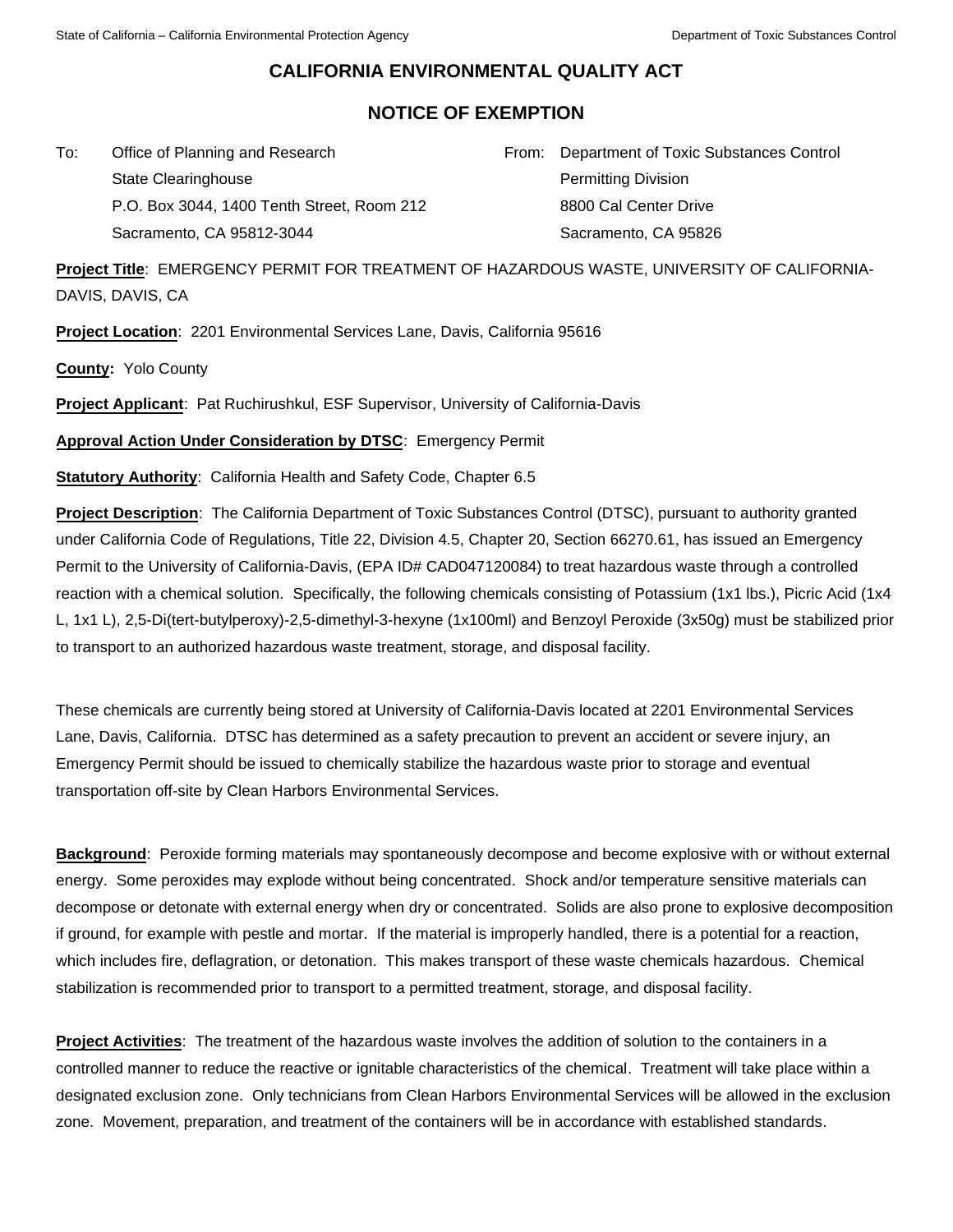# CALIFORNIA ENVIRONMENTAL QUALITY ACT

## NOTICE OF EXEMPTION

To: Office of Planning and Research
State Clearinghouse
P.O. Box 3044, 1400 Tenth Street, Room 212
Sacramento, CA 95812-3044

From: Department of Toxic Substances Control
Permitting Division
8800 Cal Center Drive
Sacramento, CA 95826

**Project Title**: EMERGENCY PERMIT FOR TREATMENT OF HAZARDOUS WASTE, UNIVERSITY OF CALIFORNIA-DAVIS, DAVIS, CA

**Project Location**: 2201 Environmental Services Lane, Davis, California 95616

**County:** Yolo County

**Project Applicant**: Pat Ruchirushkul, ESF Supervisor, University of California-Davis

**Approval Action Under Consideration by DTSC**: Emergency Permit

**Statutory Authority**: California Health and Safety Code, Chapter 6.5

**Project Description**: The California Department of Toxic Substances Control (DTSC), pursuant to authority granted under California Code of Regulations, Title 22, Division 4.5, Chapter 20, Section 66270.61, has issued an Emergency Permit to the University of California-Davis, (EPA ID# CAD047120084) to treat hazardous waste through a controlled reaction with a chemical solution. Specifically, the following chemicals consisting of Potassium (1x1 lbs.), Picric Acid (1x4 L, 1x1 L), 2,5-Di(tert-butylperoxy)-2,5-dimethyl-3-hexyne (1x100ml) and Benzoyl Peroxide (3x50g) must be stabilized prior to transport to an authorized hazardous waste treatment, storage, and disposal facility.

These chemicals are currently being stored at University of California-Davis located at 2201 Environmental Services Lane, Davis, California. DTSC has determined as a safety precaution to prevent an accident or severe injury, an Emergency Permit should be issued to chemically stabilize the hazardous waste prior to storage and eventual transportation off-site by Clean Harbors Environmental Services.

**Background**: Peroxide forming materials may spontaneously decompose and become explosive with or without external energy. Some peroxides may explode without being concentrated. Shock and/or temperature sensitive materials can decompose or detonate with external energy when dry or concentrated. Solids are also prone to explosive decomposition if ground, for example with pestle and mortar. If the material is improperly handled, there is a potential for a reaction, which includes fire, deflagration, or detonation. This makes transport of these waste chemicals hazardous. Chemical stabilization is recommended prior to transport to a permitted treatment, storage, and disposal facility.

**Project Activities**: The treatment of the hazardous waste involves the addition of solution to the containers in a controlled manner to reduce the reactive or ignitable characteristics of the chemical. Treatment will take place within a designated exclusion zone. Only technicians from Clean Harbors Environmental Services will be allowed in the exclusion zone. Movement, preparation, and treatment of the containers will be in accordance with established standards.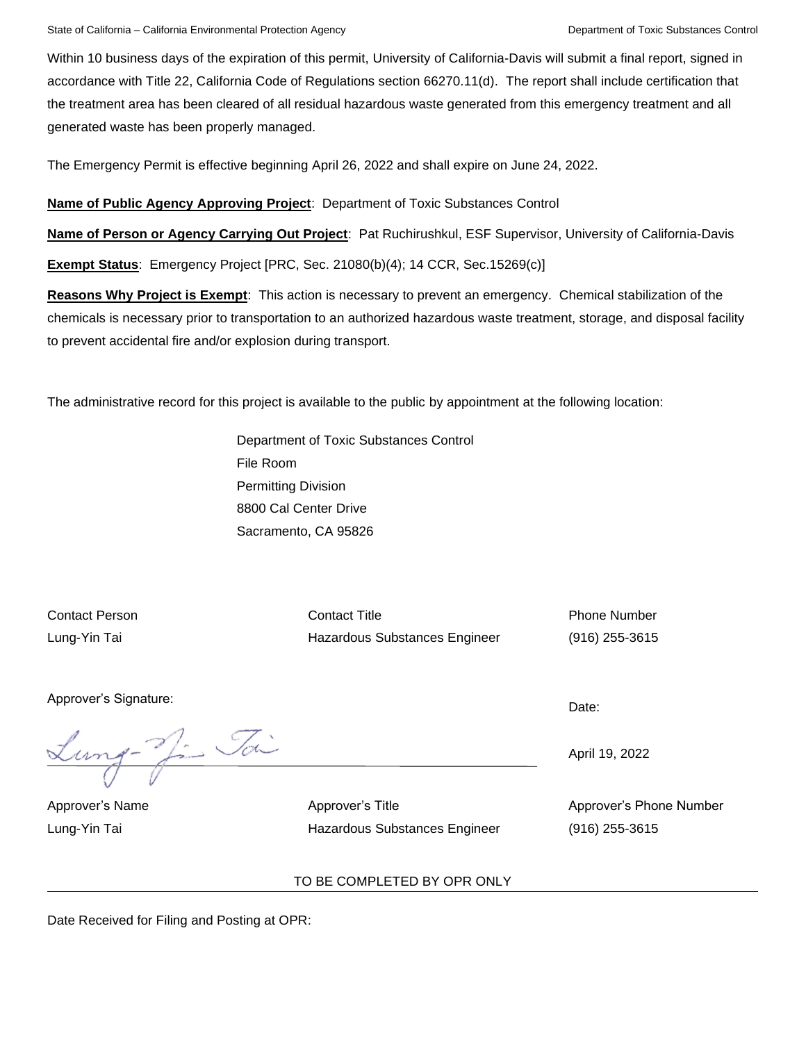Within 10 business days of the expiration of this permit, University of California-Davis will submit a final report, signed in accordance with Title 22, California Code of Regulations section 66270.11(d). The report shall include certification that the treatment area has been cleared of all residual hazardous waste generated from this emergency treatment and all generated waste has been properly managed.

The Emergency Permit is effective beginning April 26, 2022 and shall expire on June 24, 2022.

**Name of Public Agency Approving Project**: Department of Toxic Substances Control

**Name of Person or Agency Carrying Out Project**: Pat Ruchirushkul, ESF Supervisor, University of California-Davis

**Exempt Status**: Emergency Project [PRC, Sec. 21080(b)(4); 14 CCR, Sec.15269(c)]

**Reasons Why Project is Exempt**: This action is necessary to prevent an emergency. Chemical stabilization of the chemicals is necessary prior to transportation to an authorized hazardous waste treatment, storage, and disposal facility to prevent accidental fire and/or explosion during transport.

The administrative record for this project is available to the public by appointment at the following location:

Department of Toxic Substances Control
File Room
Permitting Division
8800 Cal Center Drive
Sacramento, CA 95826

| Contact Person | Contact Title | Phone Number |
| --- | --- | --- |
| Lung-Yin Tai | Hazardous Substances Engineer | (916) 255-3615 |

Approver's Signature: Lung-Yin Tai

Date: April 19, 2022

| Approver's Name | Approver's Title | Approver's Phone Number |
| --- | --- | --- |
| Lung-Yin Tai | Hazardous Substances Engineer | (916) 255-3615 |

TO BE COMPLETED BY OPR ONLY

Date Received for Filing and Posting at OPR: